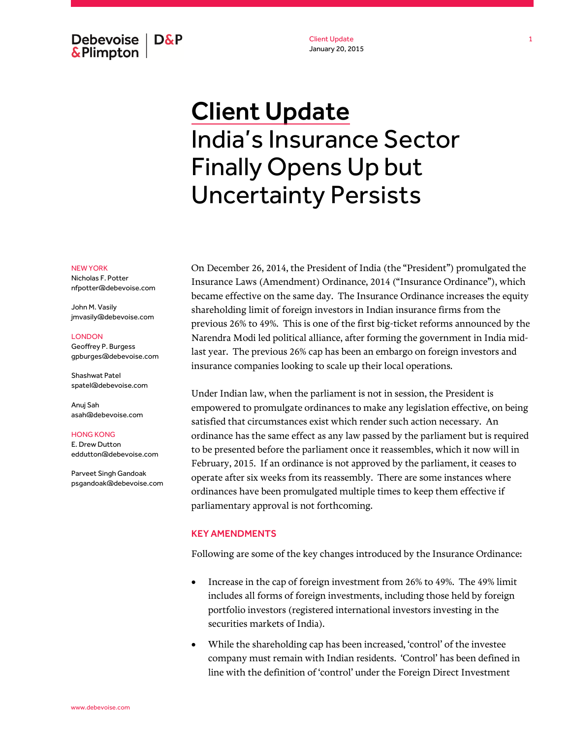# Client Update

## India's Insurance Sector Finally Opens Up but Uncertainty Persists

NEW YORK
Nicholas F. Potter
nfpotter@debevoise.com

John M. Vasily
jmvasily@debevoise.com

LONDON
Geoffrey P. Burgess
gpburges@debevoise.com

Shashwat Patel
spatel@debevoise.com

Anuj Sah
asah@debevoise.com

HONG KONG
E. Drew Dutton
eddutton@debevoise.com

Parveet Singh Gandoak
psgandoak@debevoise.com

On December 26, 2014, the President of India (the "President") promulgated the Insurance Laws (Amendment) Ordinance, 2014 ("Insurance Ordinance"), which became effective on the same day. The Insurance Ordinance increases the equity shareholding limit of foreign investors in Indian insurance firms from the previous 26% to 49%. This is one of the first big-ticket reforms announced by the Narendra Modi led political alliance, after forming the government in India mid-last year. The previous 26% cap has been an embargo on foreign investors and insurance companies looking to scale up their local operations.

Under Indian law, when the parliament is not in session, the President is empowered to promulgate ordinances to make any legislation effective, on being satisfied that circumstances exist which render such action necessary. An ordinance has the same effect as any law passed by the parliament but is required to be presented before the parliament once it reassembles, which it now will in February, 2015. If an ordinance is not approved by the parliament, it ceases to operate after six weeks from its reassembly. There are some instances where ordinances have been promulgated multiple times to keep them effective if parliamentary approval is not forthcoming.

### KEY AMENDMENTS

Following are some of the key changes introduced by the Insurance Ordinance:

- Increase in the cap of foreign investment from 26% to 49%. The 49% limit includes all forms of foreign investments, including those held by foreign portfolio investors (registered international investors investing in the securities markets of India).
- While the shareholding cap has been increased, 'control' of the investee company must remain with Indian residents. 'Control' has been defined in line with the definition of 'control' under the Foreign Direct Investment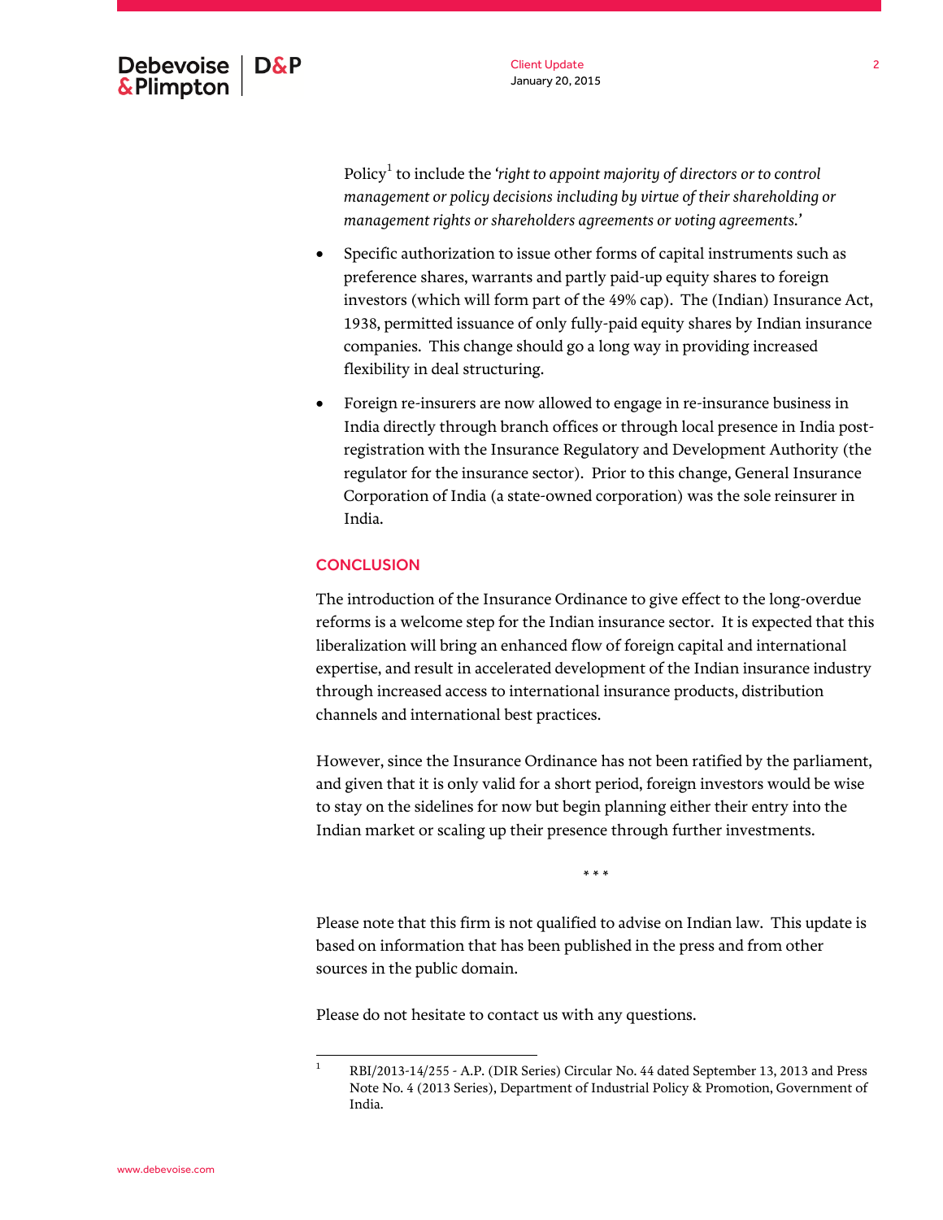Policy[1] to include the *'right to appoint majority of directors or to control management or policy decisions including by virtue of their shareholding or management rights or shareholders agreements or voting agreements.'*

- Specific authorization to issue other forms of capital instruments such as preference shares, warrants and partly paid-up equity shares to foreign investors (which will form part of the 49% cap). The (Indian) Insurance Act, 1938, permitted issuance of only fully-paid equity shares by Indian insurance companies. This change should go a long way in providing increased flexibility in deal structuring.
- Foreign re-insurers are now allowed to engage in re-insurance business in India directly through branch offices or through local presence in India post-registration with the Insurance Regulatory and Development Authority (the regulator for the insurance sector). Prior to this change, General Insurance Corporation of India (a state-owned corporation) was the sole reinsurer in India.

## CONCLUSION

The introduction of the Insurance Ordinance to give effect to the long-overdue reforms is a welcome step for the Indian insurance sector. It is expected that this liberalization will bring an enhanced flow of foreign capital and international expertise, and result in accelerated development of the Indian insurance industry through increased access to international insurance products, distribution channels and international best practices.

However, since the Insurance Ordinance has not been ratified by the parliament, and given that it is only valid for a short period, foreign investors would be wise to stay on the sidelines for now but begin planning either their entry into the Indian market or scaling up their presence through further investments.

\* \* \*

Please note that this firm is not qualified to advise on Indian law. This update is based on information that has been published in the press and from other sources in the public domain.

Please do not hesitate to contact us with any questions.

---

[1] RBI/2013-14/255 - A.P. (DIR Series) Circular No. 44 dated September 13, 2013 and Press Note No. 4 (2013 Series), Department of Industrial Policy & Promotion, Government of India.